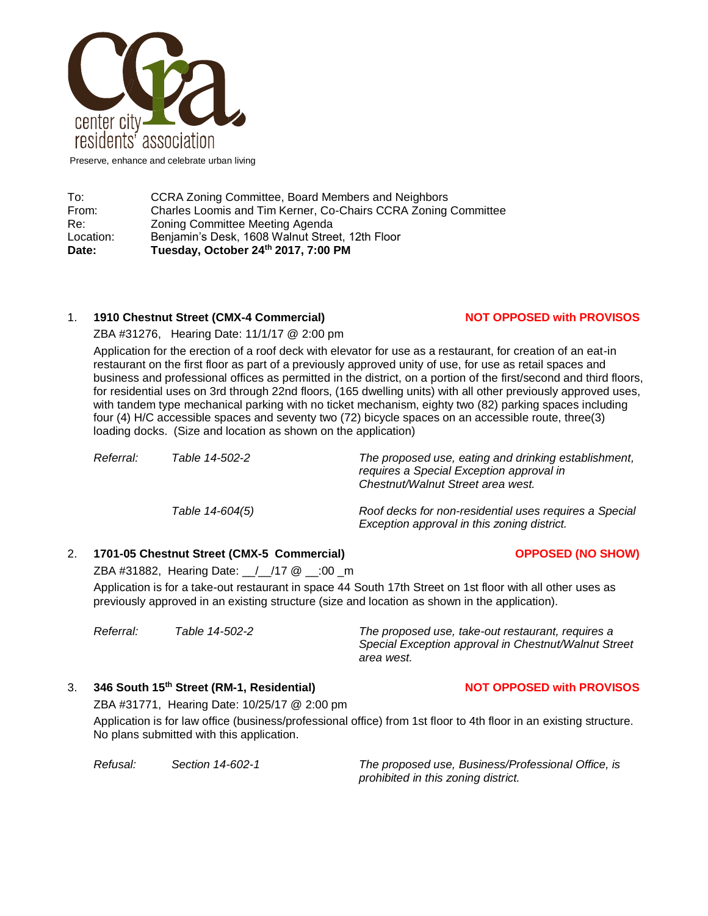center city residents' association

Preserve, enhance and celebrate urban living

To: CCRA Zoning Committee, Board Members and Neighbors
From: Charles Loomis and Tim Kerner, Co-Chairs CCRA Zoning Committee
Re: Zoning Committee Meeting Agenda
Location: Benjamin's Desk, 1608 Walnut Street, 12th Floor
**Date: Tuesday, October 24th 2017, 7:00 PM**

1. **1910 Chestnut Street (CMX-4 Commercial)** **NOT OPPOSED with PROVISOS**

   ZBA #31276, Hearing Date: 11/1/17 @ 2:00 pm

   Application for the erection of a roof deck with elevator for use as a restaurant, for creation of an eat-in restaurant on the first floor as part of a previously approved unity of use, for use as retail spaces and business and professional offices as permitted in the district, on a portion of the first/second and third floors, for residential uses on 3rd through 22nd floors, (165 dwelling units) with all other previously approved uses, with tandem type mechanical parking with no ticket mechanism, eighty two (82) parking spaces including four (4) H/C accessible spaces and seventy two (72) bicycle spaces on an accessible route, three(3) loading docks. (Size and location as shown on the application)

   *Referral:* *Table 14-502-2* *The proposed use, eating and drinking establishment, requires a Special Exception approval in Chestnut/Walnut Street area west.*

   *Table 14-604(5)* *Roof decks for non-residential uses requires a Special Exception approval in this zoning district.*

2. **1701-05 Chestnut Street (CMX-5 Commercial)** **OPPOSED (NO SHOW)**

   ZBA #31882, Hearing Date: \_\_/\_\_/17 @ \_\_:00 \_m

   Application is for a take-out restaurant in space 44 South 17th Street on 1st floor with all other uses as previously approved in an existing structure (size and location as shown in the application).

   *Referral:* *Table 14-502-2* *The proposed use, take-out restaurant, requires a Special Exception approval in Chestnut/Walnut Street area west.*

3. **346 South 15th Street (RM-1, Residential)** **NOT OPPOSED with PROVISOS**

   ZBA #31771, Hearing Date: 10/25/17 @ 2:00 pm

   Application is for law office (business/professional office) from 1st floor to 4th floor in an existing structure. No plans submitted with this application.

   *Refusal:* *Section 14-602-1* *The proposed use, Business/Professional Office, is prohibited in this zoning district.*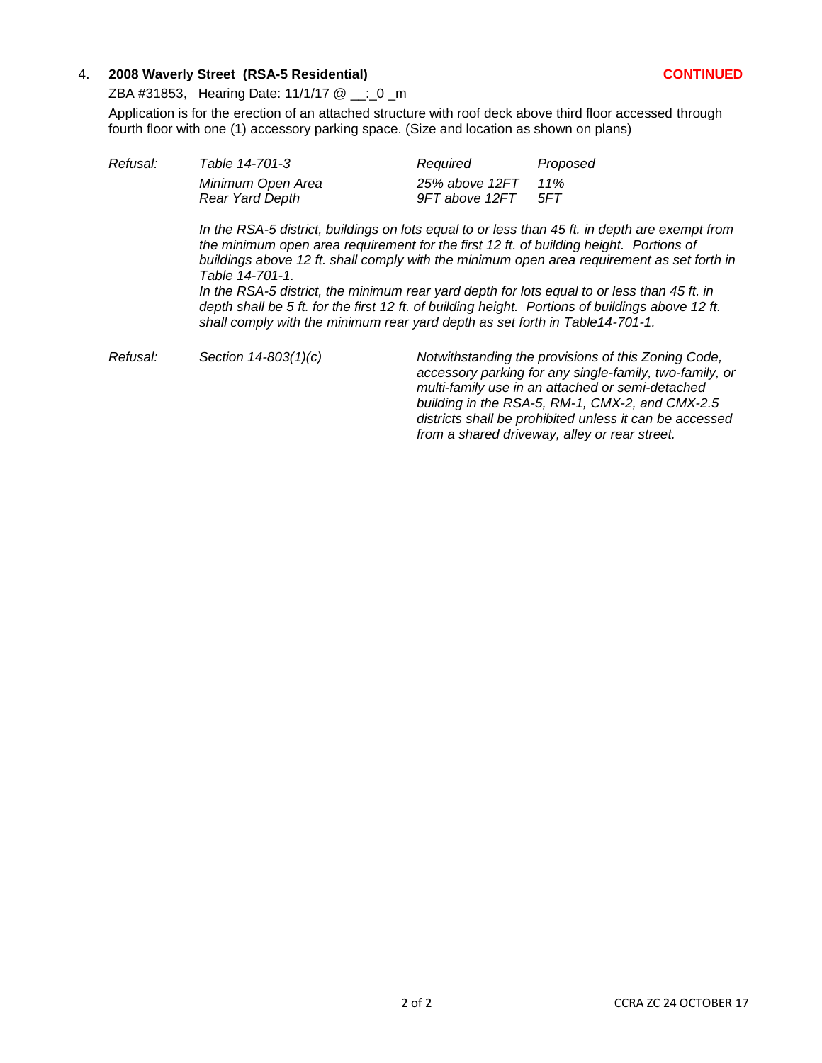4. **2008 Waverly Street (RSA-5 Residential)** **CONTINUED**

ZBA #31853, Hearing Date: 11/1/17 @ __:_0 _m

Application is for the erection of an attached structure with roof deck above third floor accessed through fourth floor with one (1) accessory parking space. (Size and location as shown on plans)

| | | | |
|---|---|---|---|
| *Refusal:* | *Table 14-701-3* | *Required* | *Proposed* |
| | *Minimum Open Area* | *25% above 12FT* | *11%* |
| | *Rear Yard Depth* | *9FT above 12FT* | *5FT* |

*In the RSA-5 district, buildings on lots equal to or less than 45 ft. in depth are exempt from the minimum open area requirement for the first 12 ft. of building height. Portions of buildings above 12 ft. shall comply with the minimum open area requirement as set forth in Table 14-701-1.*

*In the RSA-5 district, the minimum rear yard depth for lots equal to or less than 45 ft. in depth shall be 5 ft. for the first 12 ft. of building height. Portions of buildings above 12 ft. shall comply with the minimum rear yard depth as set forth in Table14-701-1.*

*Refusal:* *Section 14-803(1)(c)*

*Notwithstanding the provisions of this Zoning Code, accessory parking for any single-family, two-family, or multi-family use in an attached or semi-detached building in the RSA-5, RM-1, CMX-2, and CMX-2.5 districts shall be prohibited unless it can be accessed from a shared driveway, alley or rear street.*